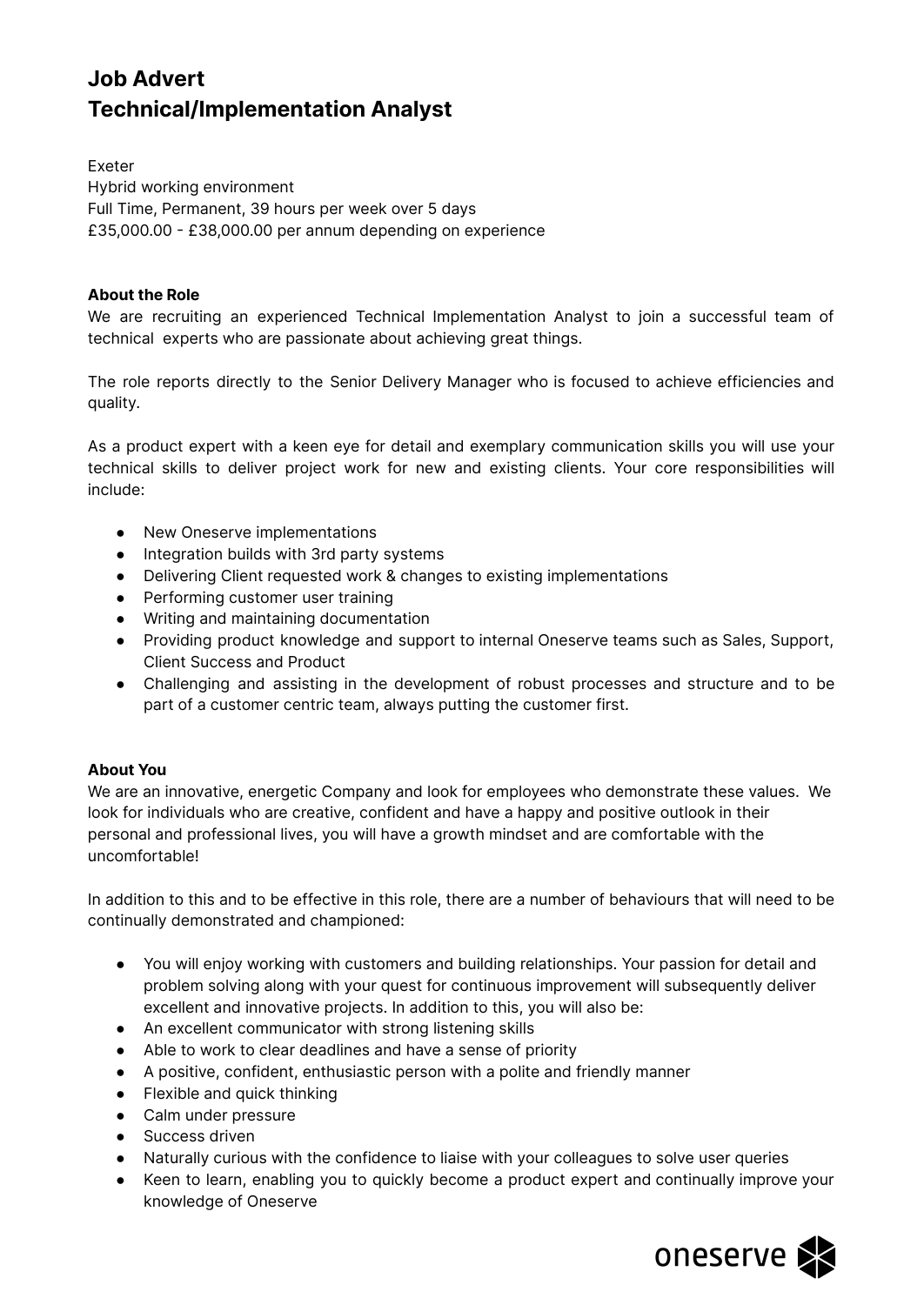# Job Advert
# Technical/Implementation Analyst

Exeter
Hybrid working environment
Full Time, Permanent, 39 hours per week over 5 days
£35,000.00 - £38,000.00 per annum depending on experience

**About the Role**
We are recruiting an experienced Technical Implementation Analyst to join a successful team of technical experts who are passionate about achieving great things.

The role reports directly to the Senior Delivery Manager who is focused to achieve efficiencies and quality.

As a product expert with a keen eye for detail and exemplary communication skills you will use your technical skills to deliver project work for new and existing clients. Your core responsibilities will include:

- New Oneserve implementations
- Integration builds with 3rd party systems
- Delivering Client requested work & changes to existing implementations
- Performing customer user training
- Writing and maintaining documentation
- Providing product knowledge and support to internal Oneserve teams such as Sales, Support, Client Success and Product
- Challenging and assisting in the development of robust processes and structure and to be part of a customer centric team, always putting the customer first.

**About You**
We are an innovative, energetic Company and look for employees who demonstrate these values. We look for individuals who are creative, confident and have a happy and positive outlook in their personal and professional lives, you will have a growth mindset and are comfortable with the uncomfortable!

In addition to this and to be effective in this role, there are a number of behaviours that will need to be continually demonstrated and championed:

- You will enjoy working with customers and building relationships. Your passion for detail and problem solving along with your quest for continuous improvement will subsequently deliver excellent and innovative projects. In addition to this, you will also be:
- An excellent communicator with strong listening skills
- Able to work to clear deadlines and have a sense of priority
- A positive, confident, enthusiastic person with a polite and friendly manner
- Flexible and quick thinking
- Calm under pressure
- Success driven
- Naturally curious with the confidence to liaise with your colleagues to solve user queries
- Keen to learn, enabling you to quickly become a product expert and continually improve your knowledge of Oneserve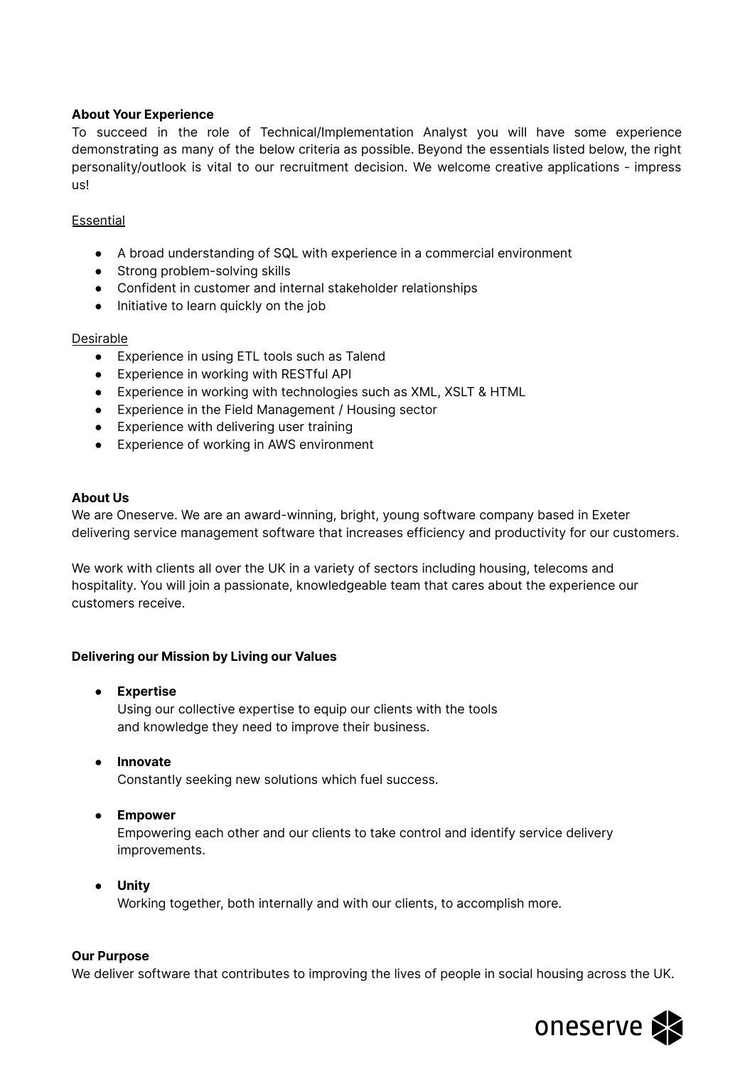**About Your Experience**

To succeed in the role of Technical/Implementation Analyst you will have some experience demonstrating as many of the below criteria as possible. Beyond the essentials listed below, the right personality/outlook is vital to our recruitment decision. We welcome creative applications - impress us!

Essential

- A broad understanding of SQL with experience in a commercial environment
- Strong problem-solving skills
- Confident in customer and internal stakeholder relationships
- Initiative to learn quickly on the job

Desirable

- Experience in using ETL tools such as Talend
- Experience in working with RESTful API
- Experience in working with technologies such as XML, XSLT & HTML
- Experience in the Field Management / Housing sector
- Experience with delivering user training
- Experience of working in AWS environment

**About Us**

We are Oneserve. We are an award-winning, bright, young software company based in Exeter delivering service management software that increases efficiency and productivity for our customers.

We work with clients all over the UK in a variety of sectors including housing, telecoms and hospitality. You will join a passionate, knowledgeable team that cares about the experience our customers receive.

**Delivering our Mission by Living our Values**

- **Expertise**
  Using our collective expertise to equip our clients with the tools and knowledge they need to improve their business.
- **Innovate**
  Constantly seeking new solutions which fuel success.
- **Empower**
  Empowering each other and our clients to take control and identify service delivery improvements.
- **Unity**
  Working together, both internally and with our clients, to accomplish more.

**Our Purpose**

We deliver software that contributes to improving the lives of people in social housing across the UK.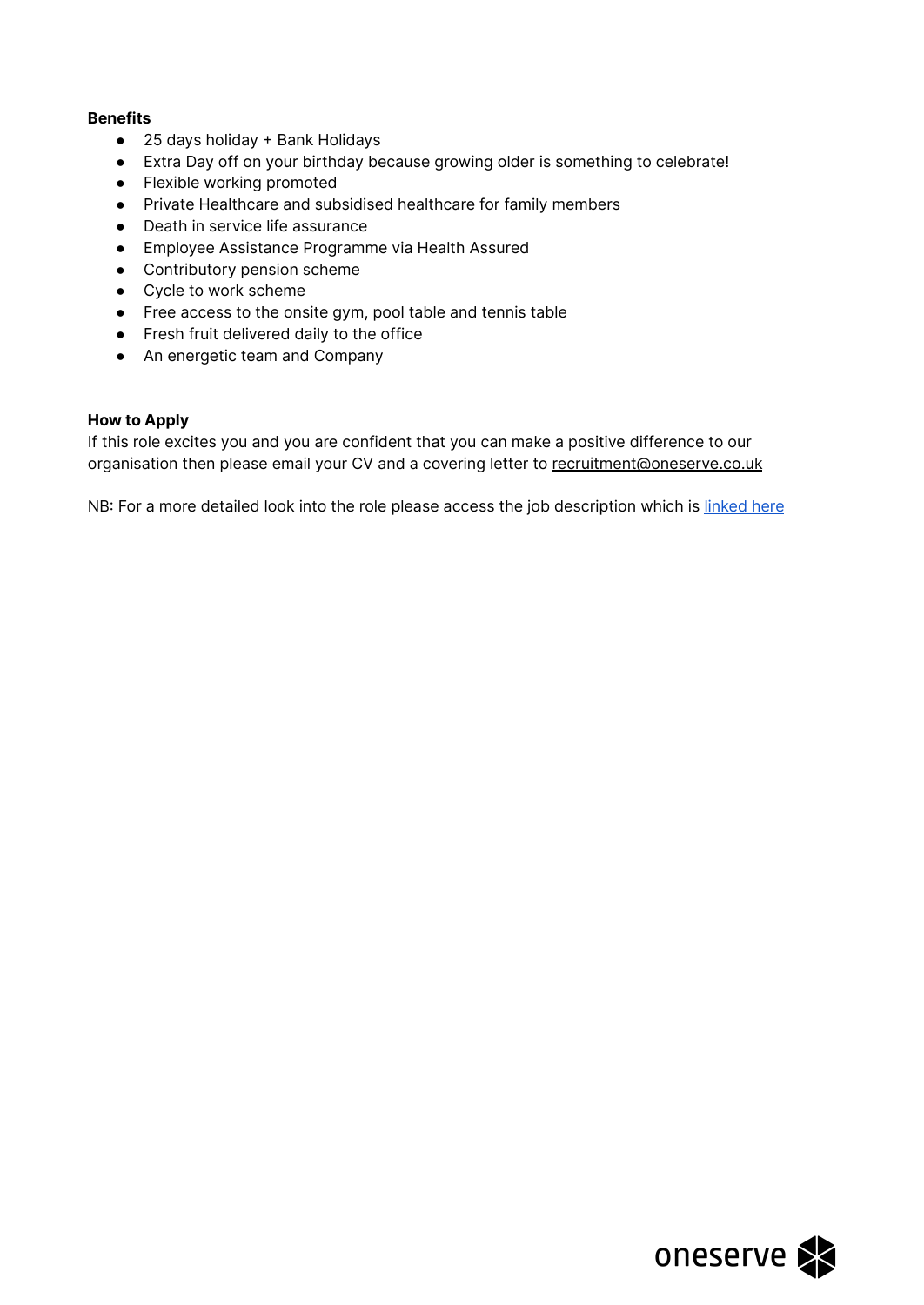**Benefits**

- 25 days holiday + Bank Holidays
- Extra Day off on your birthday because growing older is something to celebrate!
- Flexible working promoted
- Private Healthcare and subsidised healthcare for family members
- Death in service life assurance
- Employee Assistance Programme via Health Assured
- Contributory pension scheme
- Cycle to work scheme
- Free access to the onsite gym, pool table and tennis table
- Fresh fruit delivered daily to the office
- An energetic team and Company

**How to Apply**

If this role excites you and you are confident that you can make a positive difference to our organisation then please email your CV and a covering letter to recruitment@oneserve.co.uk

NB: For a more detailed look into the role please access the job description which is linked here